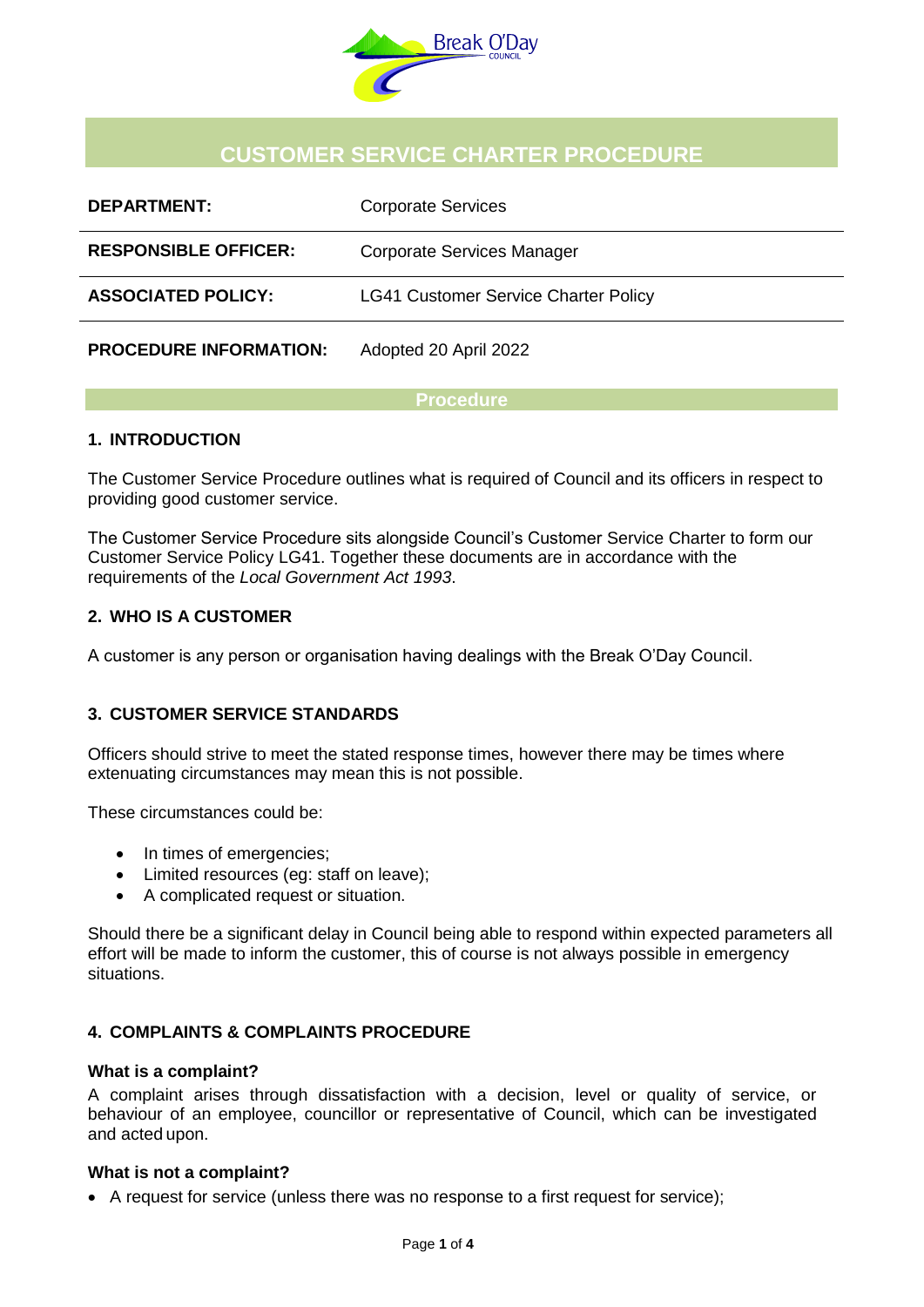# CUSTOMER SERVICE CHARTER PROCEDURE

| | |
|---|---|
| **DEPARTMENT:** | Corporate Services |
| **RESPONSIBLE OFFICER:** | Corporate Services Manager |
| **ASSOCIATED POLICY:** | LG41 Customer Service Charter Policy |
| **PROCEDURE INFORMATION:** | Adopted 20 April 2022 |

## Procedure

### 1. INTRODUCTION

The Customer Service Procedure outlines what is required of Council and its officers in respect to providing good customer service.

The Customer Service Procedure sits alongside Council's Customer Service Charter to form our Customer Service Policy LG41. Together these documents are in accordance with the requirements of the *Local Government Act 1993*.

### 2. WHO IS A CUSTOMER

A customer is any person or organisation having dealings with the Break O'Day Council.

### 3. CUSTOMER SERVICE STANDARDS

Officers should strive to meet the stated response times, however there may be times where extenuating circumstances may mean this is not possible.

These circumstances could be:

- In times of emergencies;
- Limited resources (eg: staff on leave);
- A complicated request or situation.

Should there be a significant delay in Council being able to respond within expected parameters all effort will be made to inform the customer, this of course is not always possible in emergency situations.

### 4. COMPLAINTS & COMPLAINTS PROCEDURE

**What is a complaint?**

A complaint arises through dissatisfaction with a decision, level or quality of service, or behaviour of an employee, councillor or representative of Council, which can be investigated and acted upon.

**What is not a complaint?**

- A request for service (unless there was no response to a first request for service);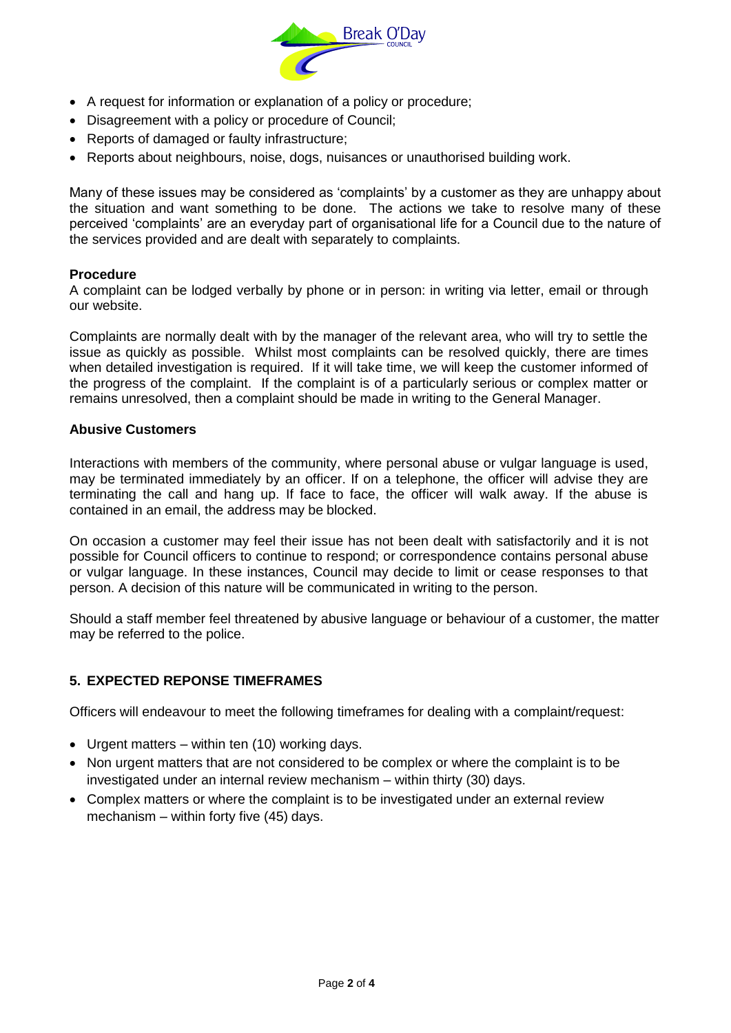- A request for information or explanation of a policy or procedure;
- Disagreement with a policy or procedure of Council;
- Reports of damaged or faulty infrastructure;
- Reports about neighbours, noise, dogs, nuisances or unauthorised building work.

Many of these issues may be considered as 'complaints' by a customer as they are unhappy about the situation and want something to be done. The actions we take to resolve many of these perceived 'complaints' are an everyday part of organisational life for a Council due to the nature of the services provided and are dealt with separately to complaints.

**Procedure**

A complaint can be lodged verbally by phone or in person: in writing via letter, email or through our website.

Complaints are normally dealt with by the manager of the relevant area, who will try to settle the issue as quickly as possible. Whilst most complaints can be resolved quickly, there are times when detailed investigation is required. If it will take time, we will keep the customer informed of the progress of the complaint. If the complaint is of a particularly serious or complex matter or remains unresolved, then a complaint should be made in writing to the General Manager.

**Abusive Customers**

Interactions with members of the community, where personal abuse or vulgar language is used, may be terminated immediately by an officer. If on a telephone, the officer will advise they are terminating the call and hang up. If face to face, the officer will walk away. If the abuse is contained in an email, the address may be blocked.

On occasion a customer may feel their issue has not been dealt with satisfactorily and it is not possible for Council officers to continue to respond; or correspondence contains personal abuse or vulgar language. In these instances, Council may decide to limit or cease responses to that person. A decision of this nature will be communicated in writing to the person.

Should a staff member feel threatened by abusive language or behaviour of a customer, the matter may be referred to the police.

## 5. EXPECTED REPONSE TIMEFRAMES

Officers will endeavour to meet the following timeframes for dealing with a complaint/request:

- Urgent matters – within ten (10) working days.
- Non urgent matters that are not considered to be complex or where the complaint is to be investigated under an internal review mechanism – within thirty (30) days.
- Complex matters or where the complaint is to be investigated under an external review mechanism – within forty five (45) days.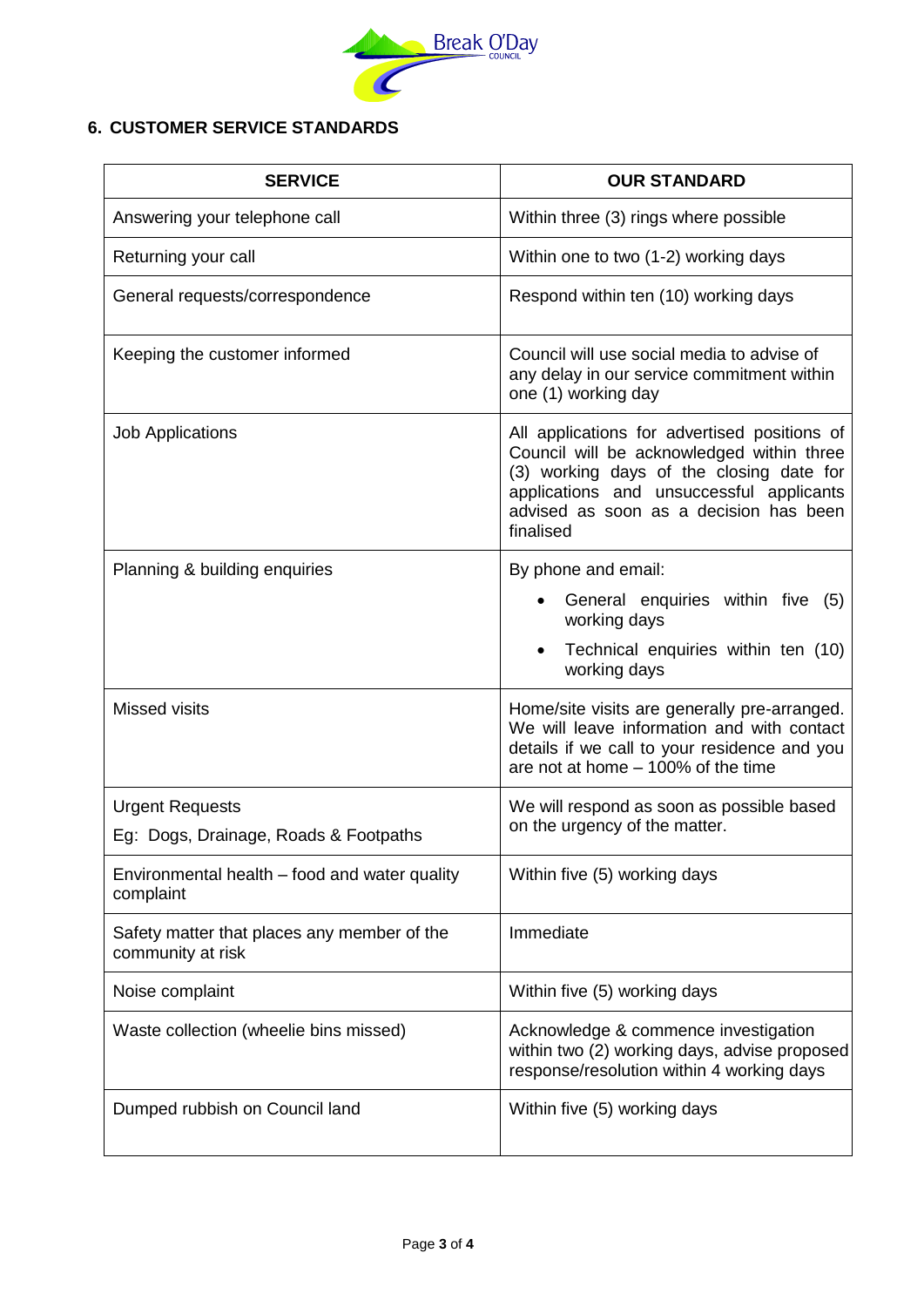## 6. CUSTOMER SERVICE STANDARDS

| SERVICE | OUR STANDARD |
|---|---|
| Answering your telephone call | Within three (3) rings where possible |
| Returning your call | Within one to two (1-2) working days |
| General requests/correspondence | Respond within ten (10) working days |
| Keeping the customer informed | Council will use social media to advise of any delay in our service commitment within one (1) working day |
| Job Applications | All applications for advertised positions of Council will be acknowledged within three (3) working days of the closing date for applications and unsuccessful applicants advised as soon as a decision has been finalised |
| Planning & building enquiries | By phone and email:<br>• General enquiries within five (5) working days<br>• Technical enquiries within ten (10) working days |
| Missed visits | Home/site visits are generally pre-arranged. We will leave information and with contact details if we call to your residence and you are not at home – 100% of the time |
| Urgent Requests<br>Eg: Dogs, Drainage, Roads & Footpaths | We will respond as soon as possible based on the urgency of the matter. |
| Environmental health – food and water quality complaint | Within five (5) working days |
| Safety matter that places any member of the community at risk | Immediate |
| Noise complaint | Within five (5) working days |
| Waste collection (wheelie bins missed) | Acknowledge & commence investigation within two (2) working days, advise proposed response/resolution within 4 working days |
| Dumped rubbish on Council land | Within five (5) working days |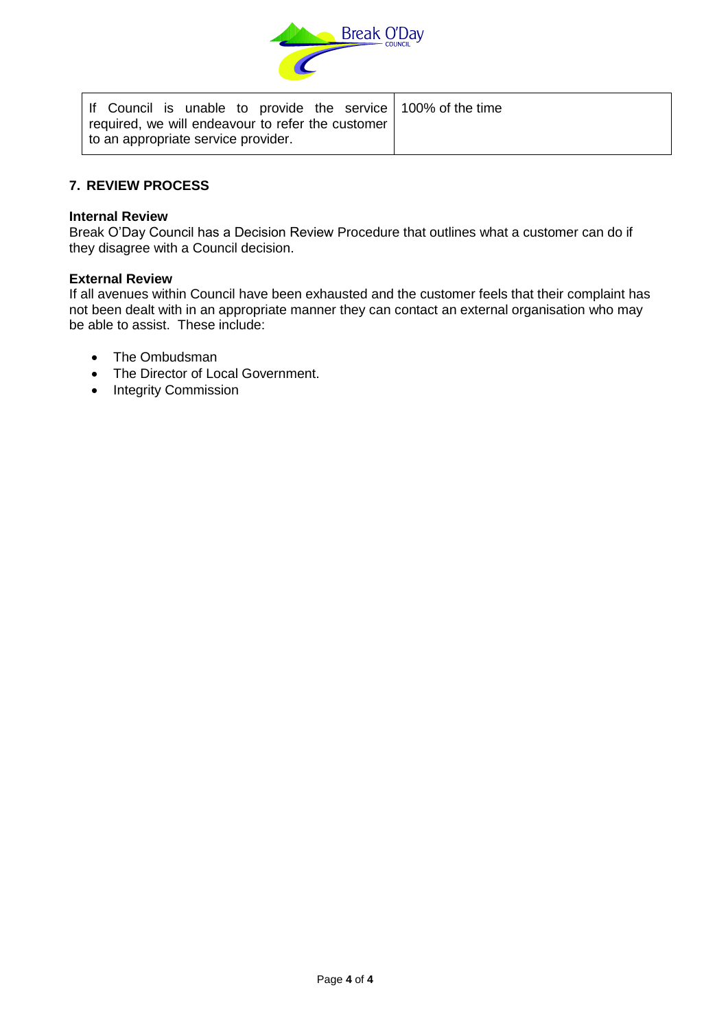| | |
|---|---|
| If Council is unable to provide the service required, we will endeavour to refer the customer to an appropriate service provider. | 100% of the time |

## 7. REVIEW PROCESS

**Internal Review**
Break O'Day Council has a Decision Review Procedure that outlines what a customer can do if they disagree with a Council decision.

**External Review**
If all avenues within Council have been exhausted and the customer feels that their complaint has not been dealt with in an appropriate manner they can contact an external organisation who may be able to assist. These include:

- The Ombudsman
- The Director of Local Government.
- Integrity Commission